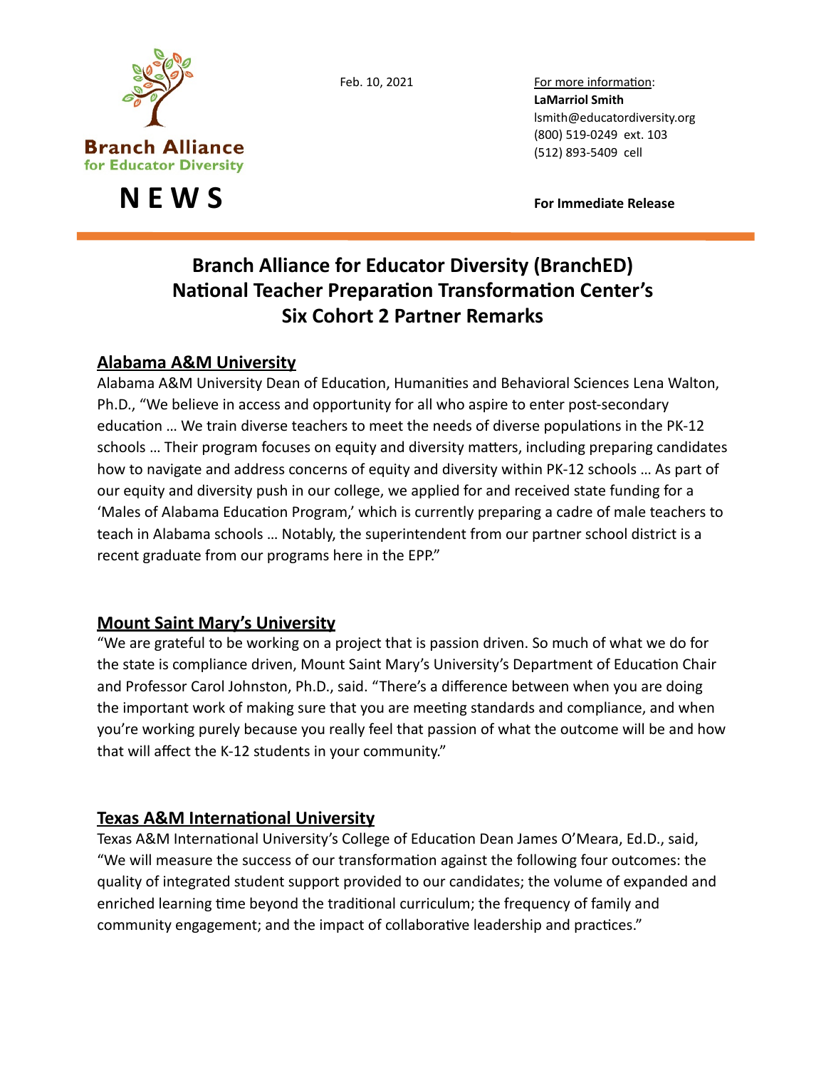Branch Alliance for Educator Diversity

# NEWS

Feb. 10, 2021

For more information:
**LaMarriol Smith**
lsmith@educatordiversity.org
(800) 519-0249 ext. 103
(512) 893-5409 cell

**For Immediate Release**

## Branch Alliance for Educator Diversity (BranchED) National Teacher Preparation Transformation Center's Six Cohort 2 Partner Remarks

### Alabama A&M University

Alabama A&M University Dean of Education, Humanities and Behavioral Sciences Lena Walton, Ph.D., "We believe in access and opportunity for all who aspire to enter post-secondary education … We train diverse teachers to meet the needs of diverse populations in the PK-12 schools … Their program focuses on equity and diversity matters, including preparing candidates how to navigate and address concerns of equity and diversity within PK-12 schools … As part of our equity and diversity push in our college, we applied for and received state funding for a 'Males of Alabama Education Program,' which is currently preparing a cadre of male teachers to teach in Alabama schools … Notably, the superintendent from our partner school district is a recent graduate from our programs here in the EPP."

### Mount Saint Mary's University

"We are grateful to be working on a project that is passion driven. So much of what we do for the state is compliance driven, Mount Saint Mary's University's Department of Education Chair and Professor Carol Johnston, Ph.D., said. "There's a difference between when you are doing the important work of making sure that you are meeting standards and compliance, and when you're working purely because you really feel that passion of what the outcome will be and how that will affect the K-12 students in your community."

### Texas A&M International University

Texas A&M International University's College of Education Dean James O'Meara, Ed.D., said, "We will measure the success of our transformation against the following four outcomes: the quality of integrated student support provided to our candidates; the volume of expanded and enriched learning time beyond the traditional curriculum; the frequency of family and community engagement; and the impact of collaborative leadership and practices."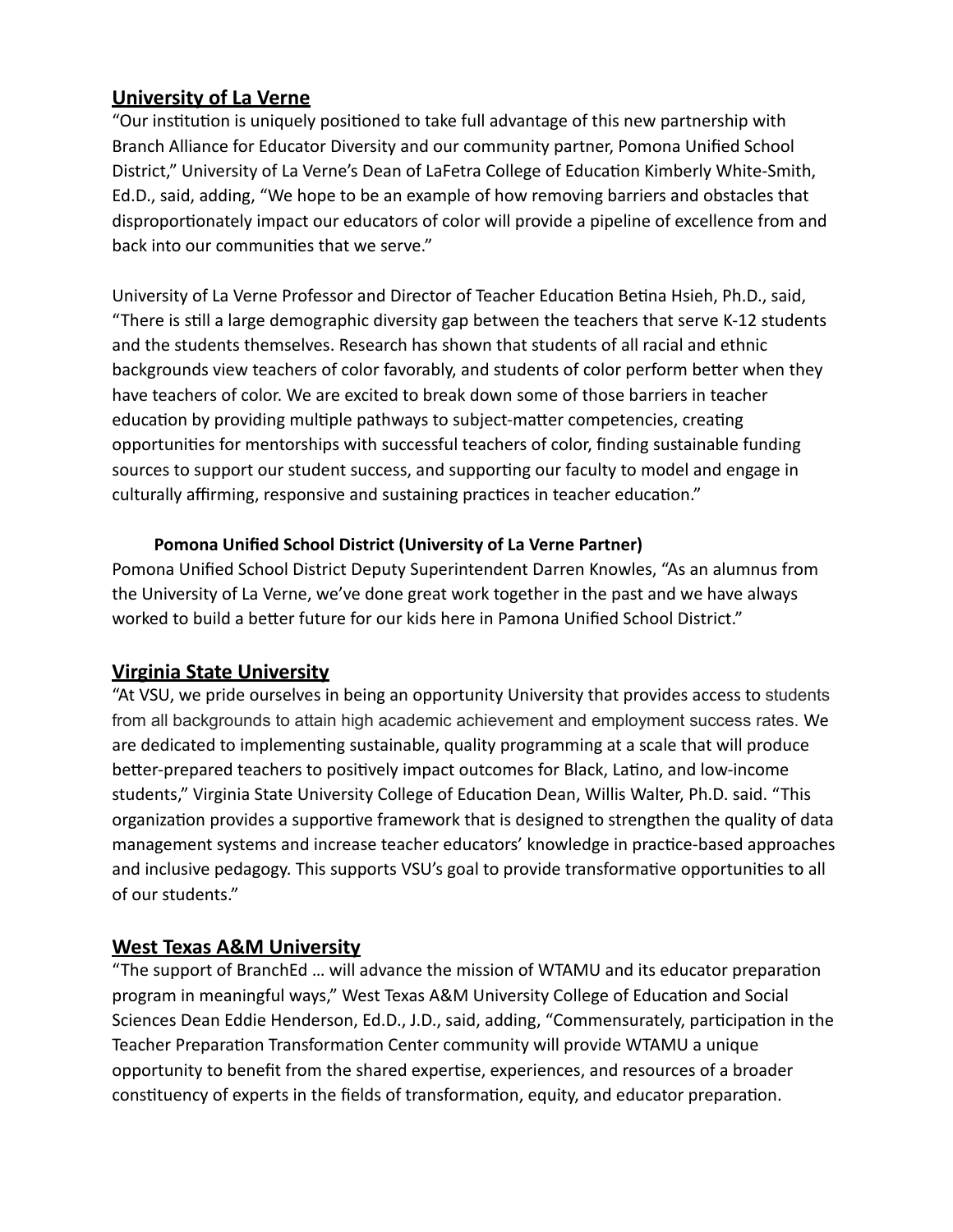## University of La Verne

"Our institution is uniquely positioned to take full advantage of this new partnership with Branch Alliance for Educator Diversity and our community partner, Pomona Unified School District," University of La Verne's Dean of LaFetra College of Education Kimberly White-Smith, Ed.D., said, adding, "We hope to be an example of how removing barriers and obstacles that disproportionately impact our educators of color will provide a pipeline of excellence from and back into our communities that we serve."

University of La Verne Professor and Director of Teacher Education Betina Hsieh, Ph.D., said, "There is still a large demographic diversity gap between the teachers that serve K-12 students and the students themselves. Research has shown that students of all racial and ethnic backgrounds view teachers of color favorably, and students of color perform better when they have teachers of color. We are excited to break down some of those barriers in teacher education by providing multiple pathways to subject-matter competencies, creating opportunities for mentorships with successful teachers of color, finding sustainable funding sources to support our student success, and supporting our faculty to model and engage in culturally affirming, responsive and sustaining practices in teacher education."

**Pomona Unified School District (University of La Verne Partner)**

Pomona Unified School District Deputy Superintendent Darren Knowles, "As an alumnus from the University of La Verne, we've done great work together in the past and we have always worked to build a better future for our kids here in Pamona Unified School District."

## Virginia State University

"At VSU, we pride ourselves in being an opportunity University that provides access to students from all backgrounds to attain high academic achievement and employment success rates. We are dedicated to implementing sustainable, quality programming at a scale that will produce better-prepared teachers to positively impact outcomes for Black, Latino, and low-income students," Virginia State University College of Education Dean, Willis Walter, Ph.D. said. "This organization provides a supportive framework that is designed to strengthen the quality of data management systems and increase teacher educators' knowledge in practice-based approaches and inclusive pedagogy. This supports VSU's goal to provide transformative opportunities to all of our students."

## West Texas A&M University

"The support of BranchEd … will advance the mission of WTAMU and its educator preparation program in meaningful ways," West Texas A&M University College of Education and Social Sciences Dean Eddie Henderson, Ed.D., J.D., said, adding, "Commensurately, participation in the Teacher Preparation Transformation Center community will provide WTAMU a unique opportunity to benefit from the shared expertise, experiences, and resources of a broader constituency of experts in the fields of transformation, equity, and educator preparation.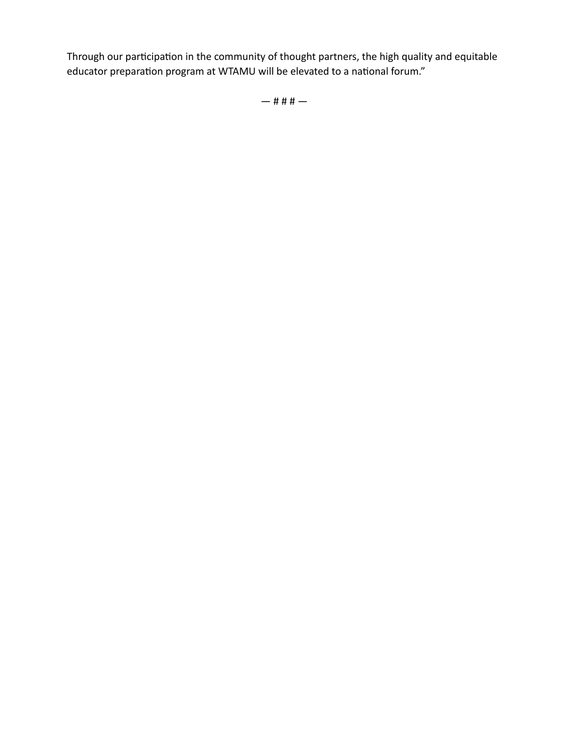Through our participation in the community of thought partners, the high quality and equitable educator preparation program at WTAMU will be elevated to a national forum.”

— # # # —